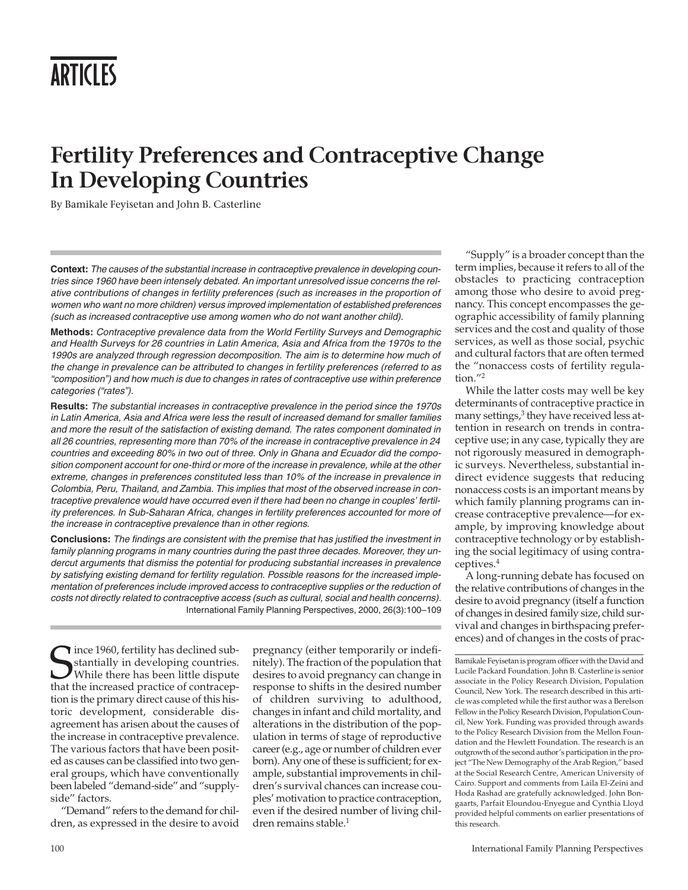# ARTICLES

# Fertility Preferences and Contraceptive Change In Developing Countries

By Bamikale Feyisetan and John B. Casterline

**Context:** *The causes of the substantial increase in contraceptive prevalence in developing countries since 1960 have been intensely debated. An important unresolved issue concerns the relative contributions of changes in fertility preferences (such as increases in the proportion of women who want no more children) versus improved implementation of established preferences (such as increased contraceptive use among women who do not want another child).*

**Methods:** *Contraceptive prevalence data from the World Fertility Surveys and Demographic and Health Surveys for 26 countries in Latin America, Asia and Africa from the 1970s to the 1990s are analyzed through regression decomposition. The aim is to determine how much of the change in prevalence can be attributed to changes in fertility preferences (referred to as "composition") and how much is due to changes in rates of contraceptive use within preference categories ("rates").*

**Results:** *The substantial increases in contraceptive prevalence in the period since the 1970s in Latin America, Asia and Africa were less the result of increased demand for smaller families and more the result of the satisfaction of existing demand. The rates component dominated in all 26 countries, representing more than 70% of the increase in contraceptive prevalence in 24 countries and exceeding 80% in two out of three. Only in Ghana and Ecuador did the composition component account for one-third or more of the increase in prevalence, while at the other extreme, changes in preferences constituted less than 10% of the increase in prevalence in Colombia, Peru, Thailand, and Zambia. This implies that most of the observed increase in contraceptive prevalence would have occurred even if there had been no change in couples' fertility preferences. In Sub-Saharan Africa, changes in fertility preferences accounted for more of the increase in contraceptive prevalence than in other regions.*

**Conclusions:** *The findings are consistent with the premise that has justified the investment in family planning programs in many countries during the past three decades. Moreover, they undercut arguments that dismiss the potential for producing substantial increases in prevalence by satisfying existing demand for fertility regulation. Possible reasons for the increased implementation of preferences include improved access to contraceptive supplies or the reduction of costs not directly related to contraceptive access (such as cultural, social and health concerns).*

International Family Planning Perspectives, 2000, 26(3):100–109

Since 1960, fertility has declined substantially in developing countries. While there has been little dispute that the increased practice of contraception is the primary direct cause of this historic development, considerable disagreement has arisen about the causes of the increase in contraceptive prevalence. The various factors that have been posited as causes can be classified into two general groups, which have conventionally been labeled "demand-side" and "supply-side" factors.

"Demand" refers to the demand for children, as expressed in the desire to avoid pregnancy (either temporarily or indefinitely). The fraction of the population that desires to avoid pregnancy can change in response to shifts in the desired number of children surviving to adulthood, changes in infant and child mortality, and alterations in the distribution of the population in terms of stage of reproductive career (e.g., age or number of children ever born). Any one of these is sufficient; for example, substantial improvements in children's survival chances can increase couples' motivation to practice contraception, even if the desired number of living children remains stable.[1]

"Supply" is a broader concept than the term implies, because it refers to all of the obstacles to practicing contraception among those who desire to avoid pregnancy. This concept encompasses the geographic accessibility of family planning services and the cost and quality of those services, as well as those social, psychic and cultural factors that are often termed the "nonaccess costs of fertility regulation."[2]

While the latter costs may well be key determinants of contraceptive practice in many settings,[3] they have received less attention in research on trends in contraceptive use; in any case, typically they are not rigorously measured in demographic surveys. Nevertheless, substantial indirect evidence suggests that reducing nonaccess costs is an important means by which family planning programs can increase contraceptive prevalence—for example, by improving knowledge about contraceptive technology or by establishing the social legitimacy of using contraceptives.[4]

A long-running debate has focused on the relative contributions of changes in the desire to avoid pregnancy (itself a function of changes in desired family size, child survival and changes in birthspacing preferences) and of changes in the costs of prac-

Bamikale Feyisetan is program officer with the David and Lucile Packard Foundation. John B. Casterline is senior associate in the Policy Research Division, Population Council, New York. The research described in this article was completed while the first author was a Berelson Fellow in the Policy Research Division, Population Council, New York. Funding was provided through awards to the Policy Research Division from the Mellon Foundation and the Hewlett Foundation. The research is an outgrowth of the second author's participation in the project "The New Demography of the Arab Region," based at the Social Research Centre, American University of Cairo. Support and comments from Laila El-Zeini and Hoda Rashad are gratefully acknowledged. John Bongaarts, Parfait Eloundou-Enyegue and Cynthia Lloyd provided helpful comments on earlier presentations of this research.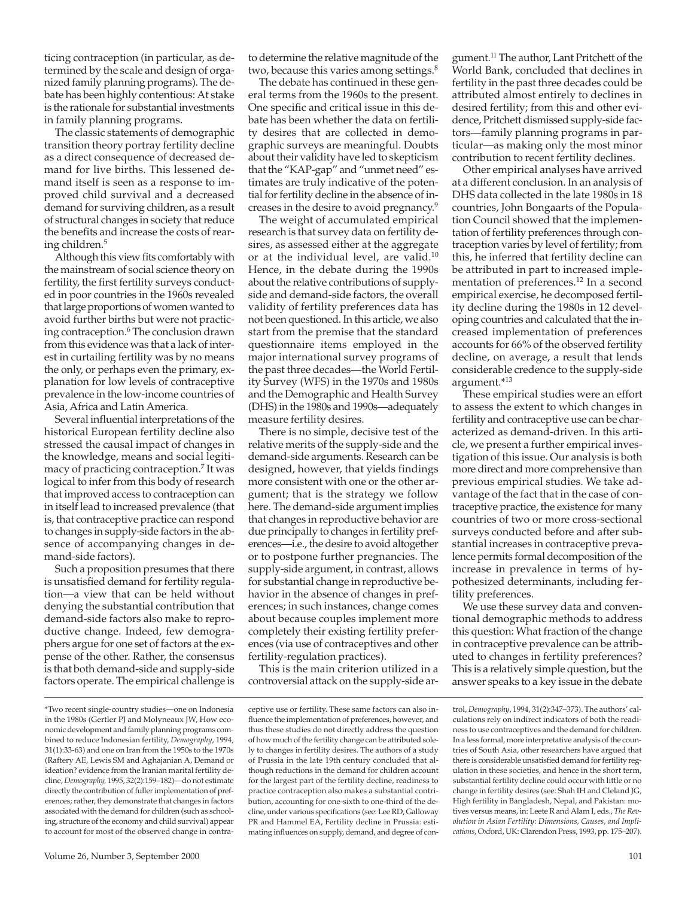ticing contraception (in particular, as determined by the scale and design of organized family planning programs). The debate has been highly contentious: At stake is the rationale for substantial investments in family planning programs.

The classic statements of demographic transition theory portray fertility decline as a direct consequence of decreased demand for live births. This lessened demand itself is seen as a response to improved child survival and a decreased demand for surviving children, as a result of structural changes in society that reduce the benefits and increase the costs of rearing children.[5]

Although this view fits comfortably with the mainstream of social science theory on fertility, the first fertility surveys conducted in poor countries in the 1960s revealed that large proportions of women wanted to avoid further births but were not practicing contraception.[6] The conclusion drawn from this evidence was that a lack of interest in curtailing fertility was by no means the only, or perhaps even the primary, explanation for low levels of contraceptive prevalence in the low-income countries of Asia, Africa and Latin America.

Several influential interpretations of the historical European fertility decline also stressed the causal impact of changes in the knowledge, means and social legitimacy of practicing contraception.[7] It was logical to infer from this body of research that improved access to contraception can in itself lead to increased prevalence (that is, that contraceptive practice can respond to changes in supply-side factors in the absence of accompanying changes in demand-side factors).

Such a proposition presumes that there is unsatisfied demand for fertility regulation—a view that can be held without denying the substantial contribution that demand-side factors also make to reproductive change. Indeed, few demographers argue for one set of factors at the expense of the other. Rather, the consensus is that both demand-side and supply-side factors operate. The empirical challenge is to determine the relative magnitude of the two, because this varies among settings.[8]

The debate has continued in these general terms from the 1960s to the present. One specific and critical issue in this debate has been whether the data on fertility desires that are collected in demographic surveys are meaningful. Doubts about their validity have led to skepticism that the "KAP-gap" and "unmet need" estimates are truly indicative of the potential for fertility decline in the absence of increases in the desire to avoid pregnancy.[9]

The weight of accumulated empirical research is that survey data on fertility desires, as assessed either at the aggregate or at the individual level, are valid.[10] Hence, in the debate during the 1990s about the relative contributions of supply-side and demand-side factors, the overall validity of fertility preferences data has not been questioned. In this article, we also start from the premise that the standard questionnaire items employed in the major international survey programs of the past three decades—the World Fertility Survey (WFS) in the 1970s and 1980s and the Demographic and Health Survey (DHS) in the 1980s and 1990s—adequately measure fertility desires.

There is no simple, decisive test of the relative merits of the supply-side and the demand-side arguments. Research can be designed, however, that yields findings more consistent with one or the other argument; that is the strategy we follow here. The demand-side argument implies that changes in reproductive behavior are due principally to changes in fertility preferences—i.e., the desire to avoid altogether or to postpone further pregnancies. The supply-side argument, in contrast, allows for substantial change in reproductive behavior in the absence of changes in preferences; in such instances, change comes about because couples implement more completely their existing fertility preferences (via use of contraceptives and other fertility-regulation practices).

This is the main criterion utilized in a controversial attack on the supply-side argument.[11] The author, Lant Pritchett of the World Bank, concluded that declines in fertility in the past three decades could be attributed almost entirely to declines in desired fertility; from this and other evidence, Pritchett dismissed supply-side factors—family planning programs in particular—as making only the most minor contribution to recent fertility declines.

Other empirical analyses have arrived at a different conclusion. In an analysis of DHS data collected in the late 1980s in 18 countries, John Bongaarts of the Population Council showed that the implementation of fertility preferences through contraception varies by level of fertility; from this, he inferred that fertility decline can be attributed in part to increased implementation of preferences.[12] In a second empirical exercise, he decomposed fertility decline during the 1980s in 12 developing countries and calculated that the increased implementation of preferences accounts for 66% of the observed fertility decline, on average, a result that lends considerable credence to the supply-side argument.*[13]

These empirical studies were an effort to assess the extent to which changes in fertility and contraceptive use can be characterized as demand-driven. In this article, we present a further empirical investigation of this issue. Our analysis is both more direct and more comprehensive than previous empirical studies. We take advantage of the fact that in the case of contraceptive practice, the existence for many countries of two or more cross-sectional surveys conducted before and after substantial increases in contraceptive prevalence permits formal decomposition of the increase in prevalence in terms of hypothesized determinants, including fertility preferences.

We use these survey data and conventional demographic methods to address this question: What fraction of the change in contraceptive prevalence can be attributed to changes in fertility preferences? This is a relatively simple question, but the answer speaks to a key issue in the debate

*Two recent single-country studies—one on Indonesia in the 1980s (Gertler PJ and Molyneaux JW, How economic development and family planning programs combined to reduce Indonesian fertility, *Demography*, 1994, 31(1):33–63) and one on Iran from the 1950s to the 1970s (Raftery AE, Lewis SM and Aghajanian A, Demand or ideation? evidence from the Iranian marital fertility decline, *Demography*, 1995, 32(2):159–182)—do not estimate directly the contribution of fuller implementation of preferences; rather, they demonstrate that changes in factors associated with the demand for children (such as schooling, structure of the economy and child survival) appear to account for most of the observed change in contraceptive use or fertility. These same factors can also influence the implementation of preferences, however, and thus these studies do not directly address the question of how much of the fertility change can be attributed solely to changes in fertility desires. The authors of a study of Prussia in the late 19th century concluded that although reductions in the demand for children account for the largest part of the fertility decline, readiness to practice contraception also makes a substantial contribution, accounting for one-sixth to one-third of the decline, under various specifications (see: Lee RD, Galloway PR and Hammel EA, Fertility decline in Prussia: estimating influences on supply, demand, and degree of control, *Demography*, 1994, 31(2):347–373). The authors' calculations rely on indirect indicators of both the readiness to use contraceptives and the demand for children. In a less formal, more interpretative analysis of the countries of South Asia, other researchers have argued that there is considerable unsatisfied demand for fertility regulation in these societies, and hence in the short term, substantial fertility decline could occur with little or no change in fertility desires (see: Shah IH and Cleland JG, High fertility in Bangladesh, Nepal, and Pakistan: motives versus means, in: Leete R and Alam I, eds., *The Revolution in Asian Fertility: Dimensions, Causes, and Implications*, Oxford, UK: Clarendon Press, 1993, pp. 175–207).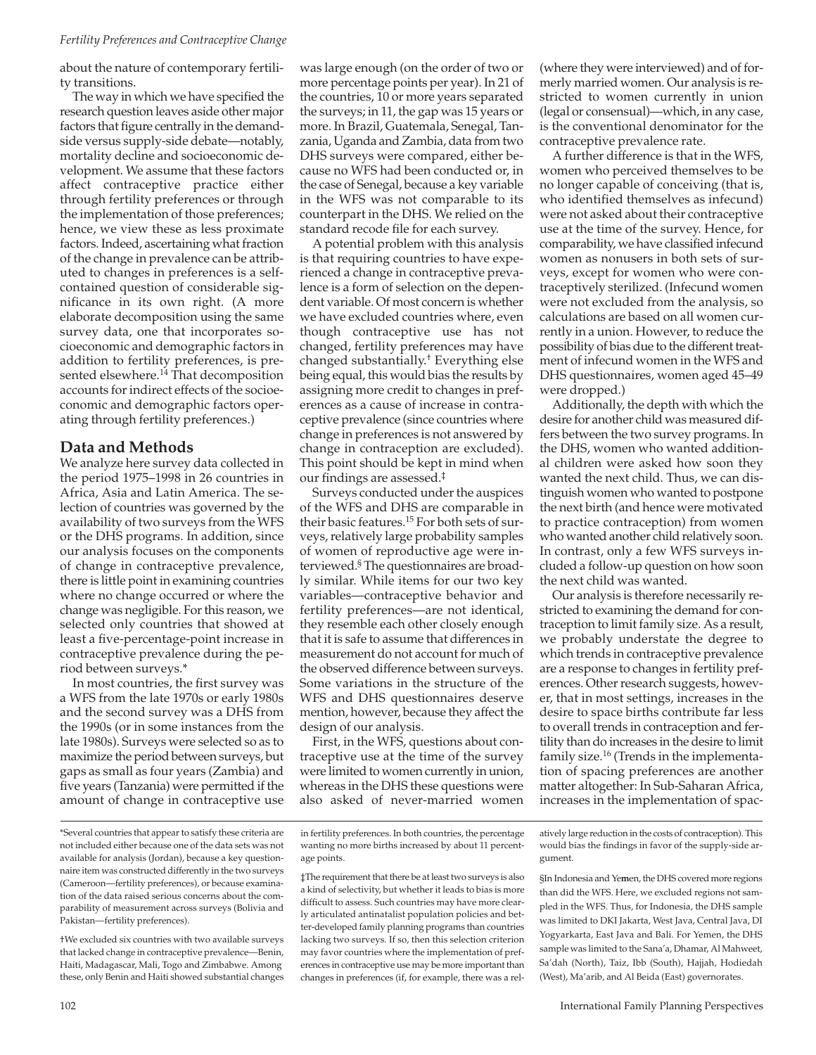about the nature of contemporary fertility transitions.

The way in which we have specified the research question leaves aside other major factors that figure centrally in the demand-side versus supply-side debate—notably, mortality decline and socioeconomic development. We assume that these factors affect contraceptive practice either through fertility preferences or through the implementation of those preferences; hence, we view these as less proximate factors. Indeed, ascertaining what fraction of the change in prevalence can be attributed to changes in preferences is a self-contained question of considerable significance in its own right. (A more elaborate decomposition using the same survey data, one that incorporates socioeconomic and demographic factors in addition to fertility preferences, is presented elsewhere.[14] That decomposition accounts for indirect effects of the socioeconomic and demographic factors operating through fertility preferences.)

## Data and Methods

We analyze here survey data collected in the period 1975–1998 in 26 countries in Africa, Asia and Latin America. The selection of countries was governed by the availability of two surveys from the WFS or the DHS programs. In addition, since our analysis focuses on the components of change in contraceptive prevalence, there is little point in examining countries where no change occurred or where the change was negligible. For this reason, we selected only countries that showed at least a five-percentage-point increase in contraceptive prevalence during the period between surveys.*

In most countries, the first survey was a WFS from the late 1970s or early 1980s and the second survey was a DHS from the 1990s (or in some instances from the late 1980s). Surveys were selected so as to maximize the period between surveys, but gaps as small as four years (Zambia) and five years (Tanzania) were permitted if the amount of change in contraceptive use was large enough (on the order of two or more percentage points per year). In 21 of the countries, 10 or more years separated the surveys; in 11, the gap was 15 years or more. In Brazil, Guatemala, Senegal, Tanzania, Uganda and Zambia, data from two DHS surveys were compared, either because no WFS had been conducted or, in the case of Senegal, because a key variable in the WFS was not comparable to its counterpart in the DHS. We relied on the standard recode file for each survey.

A potential problem with this analysis is that requiring countries to have experienced a change in contraceptive prevalence is a form of selection on the dependent variable. Of most concern is whether we have excluded countries where, even though contraceptive use has not changed, fertility preferences may have changed substantially.† Everything else being equal, this would bias the results by assigning more credit to changes in preferences as a cause of increase in contraceptive prevalence (since countries where change in preferences is not answered by change in contraception are excluded). This point should be kept in mind when our findings are assessed.‡

Surveys conducted under the auspices of the WFS and DHS are comparable in their basic features.[15] For both sets of surveys, relatively large probability samples of women of reproductive age were interviewed.§ The questionnaires are broadly similar. While items for our two key variables—contraceptive behavior and fertility preferences—are not identical, they resemble each other closely enough that it is safe to assume that differences in measurement do not account for much of the observed difference between surveys. Some variations in the structure of the WFS and DHS questionnaires deserve mention, however, because they affect the design of our analysis.

First, in the WFS, questions about contraceptive use at the time of the survey were limited to women currently in union, whereas in the DHS these questions were also asked of never-married women (where they were interviewed) and of formerly married women. Our analysis is restricted to women currently in union (legal or consensual)—which, in any case, is the conventional denominator for the contraceptive prevalence rate.

A further difference is that in the WFS, women who perceived themselves to be no longer capable of conceiving (that is, who identified themselves as infecund) were not asked about their contraceptive use at the time of the survey. Hence, for comparability, we have classified infecund women as nonusers in both sets of surveys, except for women who were contraceptively sterilized. (Infecund women were not excluded from the analysis, so calculations are based on all women currently in a union. However, to reduce the possibility of bias due to the different treatment of infecund women in the WFS and DHS questionnaires, women aged 45–49 were dropped.)

Additionally, the depth with which the desire for another child was measured differs between the two survey programs. In the DHS, women who wanted additional children were asked how soon they wanted the next child. Thus, we can distinguish women who wanted to postpone the next birth (and hence were motivated to practice contraception) from women who wanted another child relatively soon. In contrast, only a few WFS surveys included a follow-up question on how soon the next child was wanted.

Our analysis is therefore necessarily restricted to examining the demand for contraception to limit family size. As a result, we probably understate the degree to which trends in contraceptive prevalence are a response to changes in fertility preferences. Other research suggests, however, that in most settings, increases in the desire to space births contribute far less to overall trends in contraception and fertility than do increases in the desire to limit family size.[16] (Trends in the implementation of spacing preferences are another matter altogether: In Sub-Saharan Africa, increases in the implementation of spac-

*Several countries that appear to satisfy these criteria are not included either because one of the data sets was not available for analysis (Jordan), because a key questionnaire item was constructed differently in the two surveys (Cameroon—fertility preferences), or because examination of the data raised serious concerns about the comparability of measurement across surveys (Bolivia and Pakistan—fertility preferences).

†We excluded six countries with two available surveys that lacked change in contraceptive prevalence—Benin, Haiti, Madagascar, Mali, Togo and Zimbabwe. Among these, only Benin and Haiti showed substantial changes in fertility preferences. In both countries, the percentage wanting no more births increased by about 11 percentage points.

‡The requirement that there be at least two surveys is also a kind of selectivity, but whether it leads to bias is more difficult to assess. Such countries may have more clearly articulated antinatalist population policies and better-developed family planning programs than countries lacking two surveys. If so, then this selection criterion may favor countries where the implementation of preferences in contraceptive use may be more important than changes in preferences (if, for example, there was a relatively large reduction in the costs of contraception). This would bias the findings in favor of the supply-side argument.

§In Indonesia and Yemen, the DHS covered more regions than did the WFS. Here, we excluded regions not sampled in the WFS. Thus, for Indonesia, the DHS sample was limited to DKI Jakarta, West Java, Central Java, DI Yogyakarta, East Java and Bali. For Yemen, the DHS sample was limited to the Sana'a, Dhamar, Al Mahweet, Sa'dah (North), Taiz, Ibb (South), Hajjah, Hodiedah (West), Ma'arib, and Al Beida (East) governorates.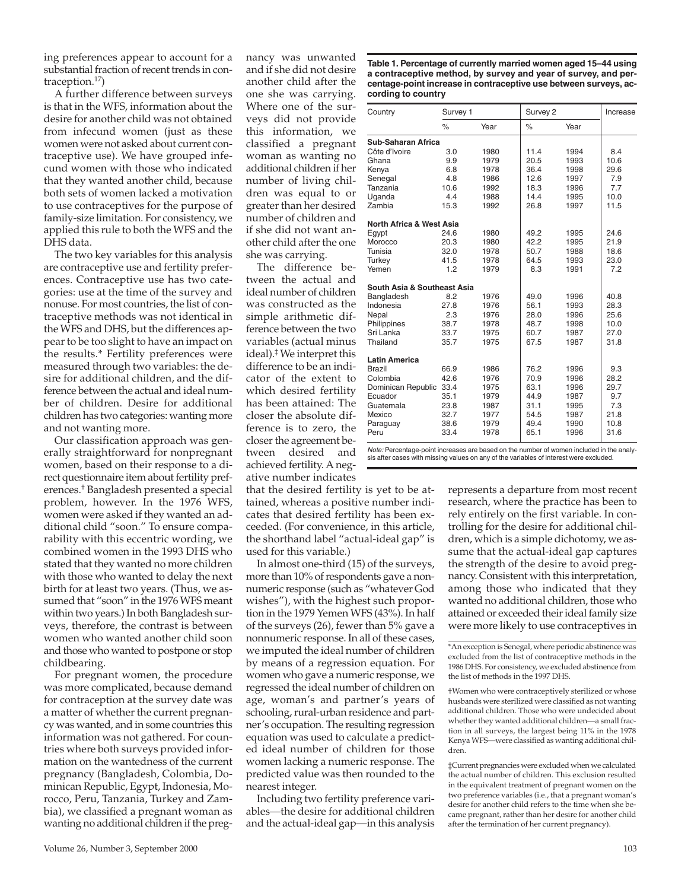ing preferences appear to account for a substantial fraction of recent trends in contraception.[17])

A further difference between surveys is that in the WFS, information about the desire for another child was not obtained from infecund women (just as these women were not asked about current contraceptive use). We have grouped infecund women with those who indicated that they wanted another child, because both sets of women lacked a motivation to use contraceptives for the purpose of family-size limitation. For consistency, we applied this rule to both the WFS and the DHS data.

The two key variables for this analysis are contraceptive use and fertility preferences. Contraceptive use has two categories: use at the time of the survey and nonuse. For most countries, the list of contraceptive methods was not identical in the WFS and DHS, but the differences appear to be too slight to have an impact on the results.* Fertility preferences were measured through two variables: the desire for additional children, and the difference between the actual and ideal number of children. Desire for additional children has two categories: wanting more and not wanting more.

Our classification approach was generally straightforward for nonpregnant women, based on their response to a direct questionnaire item about fertility preferences.† Bangladesh presented a special problem, however. In the 1976 WFS, women were asked if they wanted an additional child "soon." To ensure comparability with this eccentric wording, we combined women in the 1993 DHS who stated that they wanted no more children with those who wanted to delay the next birth for at least two years. (Thus, we assumed that "soon" in the 1976 WFS meant within two years.) In both Bangladesh surveys, therefore, the contrast is between women who wanted another child soon and those who wanted to postpone or stop childbearing.

For pregnant women, the procedure was more complicated, because demand for contraception at the survey date was a matter of whether the current pregnancy was wanted, and in some countries this information was not gathered. For countries where both surveys provided information on the wantedness of the current pregnancy (Bangladesh, Colombia, Dominican Republic, Egypt, Indonesia, Morocco, Peru, Tanzania, Turkey and Zambia), we classified a pregnant woman as wanting no additional children if the pregnancy was unwanted and if she did not desire another child after the one she was carrying. Where one of the surveys did not provide this information, we classified a pregnant woman as wanting no additional children if her number of living children was equal to or greater than her desired number of children and if she did not want another child after the one she was carrying.

The difference between the actual and ideal number of children was constructed as the simple arithmetic difference between the two variables (actual minus ideal).‡ We interpret this difference to be an indicator of the extent to which desired fertility has been attained: The closer the absolute difference is to zero, the closer the agreement between desired and achieved fertility. A negative number indicates that the desired fertility is yet to be attained, whereas a positive number indicates that desired fertility has been exceeded. (For convenience, in this article, the shorthand label "actual-ideal gap" is used for this variable.)

In almost one-third (15) of the surveys, more than 10% of respondents gave a nonnumeric response (such as "whatever God wishes"), with the highest such proportion in the 1979 Yemen WFS (43%). In half of the surveys (26), fewer than 5% gave a nonnumeric response. In all of these cases, we imputed the ideal number of children by means of a regression equation. For women who gave a numeric response, we regressed the ideal number of children on age, woman's and partner's years of schooling, rural-urban residence and partner's occupation. The resulting regression equation was used to calculate a predicted ideal number of children for those women lacking a numeric response. The predicted value was then rounded to the nearest integer.

Including two fertility preference variables—the desire for additional children and the actual-ideal gap—in this analysis represents a departure from most recent research, where the practice has been to rely entirely on the first variable. In controlling for the desire for additional children, which is a simple dichotomy, we assume that the actual-ideal gap captures the strength of the desire to avoid pregnancy. Consistent with this interpretation, among those who indicated that they wanted no additional children, those who attained or exceeded their ideal family size were more likely to use contraceptives in

**Table 1. Percentage of currently married women aged 15–44 using a contraceptive method, by survey and year of survey, and percentage-point increase in contraceptive use between surveys, according to country**

| Country | Survey 1 | | Survey 2 | | Increase |
|---|---|---|---|---|---|
| | % | Year | % | Year | |
| **Sub-Saharan Africa** | | | | | |
| Côte d'Ivoire | 3.0 | 1980 | 11.4 | 1994 | 8.4 |
| Ghana | 9.9 | 1979 | 20.5 | 1993 | 10.6 |
| Kenya | 6.8 | 1978 | 36.4 | 1998 | 29.6 |
| Senegal | 4.8 | 1986 | 12.6 | 1997 | 7.9 |
| Tanzania | 10.6 | 1992 | 18.3 | 1996 | 7.7 |
| Uganda | 4.4 | 1988 | 14.4 | 1995 | 10.0 |
| Zambia | 15.3 | 1992 | 26.8 | 1997 | 11.5 |
| **North Africa & West Asia** | | | | | |
| Egypt | 24.6 | 1980 | 49.2 | 1995 | 24.6 |
| Morocco | 20.3 | 1980 | 42.2 | 1995 | 21.9 |
| Tunisia | 32.0 | 1978 | 50.7 | 1988 | 18.6 |
| Turkey | 41.5 | 1978 | 64.5 | 1993 | 23.0 |
| Yemen | 1.2 | 1979 | 8.3 | 1991 | 7.2 |
| **South Asia & Southeast Asia** | | | | | |
| Bangladesh | 8.2 | 1976 | 49.0 | 1996 | 40.8 |
| Indonesia | 27.8 | 1976 | 56.1 | 1993 | 28.3 |
| Nepal | 2.3 | 1976 | 28.0 | 1996 | 25.6 |
| Philippines | 38.7 | 1978 | 48.7 | 1998 | 10.0 |
| Sri Lanka | 33.7 | 1975 | 60.7 | 1987 | 27.0 |
| Thailand | 35.7 | 1975 | 67.5 | 1987 | 31.8 |
| **Latin America** | | | | | |
| Brazil | 66.9 | 1986 | 76.2 | 1996 | 9.3 |
| Colombia | 42.6 | 1976 | 70.9 | 1996 | 28.2 |
| Dominican Republic | 33.4 | 1975 | 63.1 | 1996 | 29.7 |
| Ecuador | 35.1 | 1979 | 44.9 | 1987 | 9.7 |
| Guatemala | 23.8 | 1987 | 31.1 | 1995 | 7.3 |
| Mexico | 32.7 | 1977 | 54.5 | 1987 | 21.8 |
| Paraguay | 38.6 | 1979 | 49.4 | 1990 | 10.8 |
| Peru | 33.4 | 1978 | 65.1 | 1996 | 31.6 |

*Note:* Percentage-point increases are based on the number of women included in the analysis after cases with missing values on any of the variables of interest were excluded.

*An exception is Senegal, where periodic abstinence was excluded from the list of contraceptive methods in the 1986 DHS. For consistency, we excluded abstinence from the list of methods in the 1997 DHS.

†Women who were contraceptively sterilized or whose husbands were sterilized were classified as not wanting additional children. Those who were undecided about whether they wanted additional children—a small fraction in all surveys, the largest being 11% in the 1978 Kenya WFS—were classified as wanting additional children.

‡Current pregnancies were excluded when we calculated the actual number of children. This exclusion resulted in the equivalent treatment of pregnant women on the two preference variables (i.e., that a pregnant woman's desire for another child refers to the time when she became pregnant, rather than her desire for another child after the termination of her current pregnancy).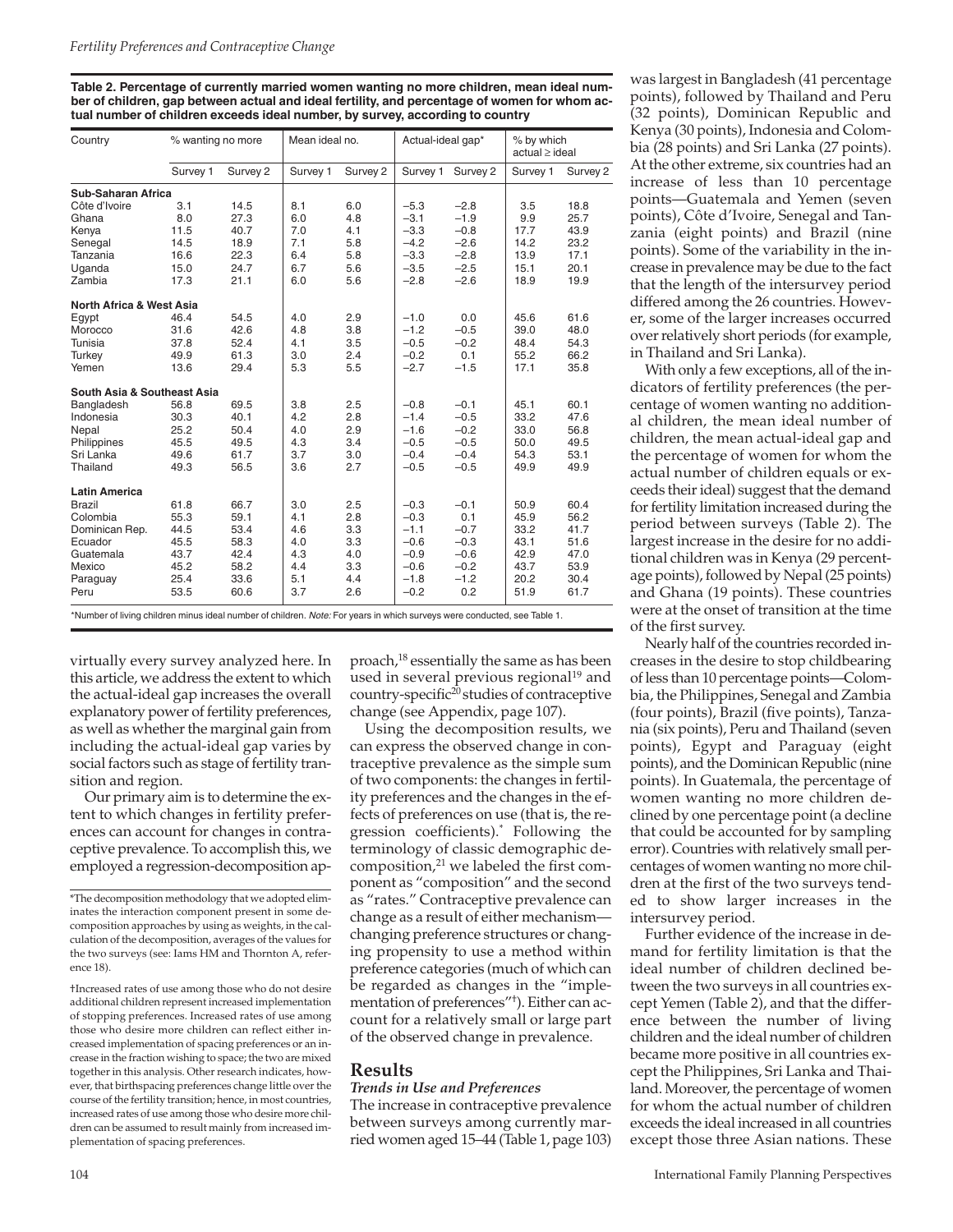**Table 2. Percentage of currently married women wanting no more children, mean ideal number of children, gap between actual and ideal fertility, and percentage of women for whom actual number of children exceeds ideal number, by survey, according to country**

| Country | % wanting no more | | Mean ideal no. | | Actual-ideal gap* | | % by which actual ≥ ideal | |
|---|---|---|---|---|---|---|---|---|
| | Survey 1 | Survey 2 | Survey 1 | Survey 2 | Survey 1 | Survey 2 | Survey 1 | Survey 2 |
| **Sub-Saharan Africa** | | | | | | | | |
| Côte d'Ivoire | 3.1 | 14.5 | 8.1 | 6.0 | −5.3 | −2.8 | 3.5 | 18.8 |
| Ghana | 8.0 | 27.3 | 6.0 | 4.8 | −3.1 | −1.9 | 9.9 | 25.7 |
| Kenya | 11.5 | 40.7 | 7.0 | 4.1 | −3.3 | −0.8 | 17.7 | 43.9 |
| Senegal | 14.5 | 18.9 | 7.1 | 5.8 | −4.2 | −2.6 | 14.2 | 23.2 |
| Tanzania | 16.6 | 22.3 | 6.4 | 5.8 | −3.3 | −2.8 | 13.9 | 17.1 |
| Uganda | 15.0 | 24.7 | 6.7 | 5.6 | −3.5 | −2.5 | 15.1 | 20.1 |
| Zambia | 17.3 | 21.1 | 6.0 | 5.6 | −2.8 | −2.6 | 18.9 | 19.9 |
| **North Africa & West Asia** | | | | | | | | |
| Egypt | 46.4 | 54.5 | 4.0 | 2.9 | −1.0 | 0.0 | 45.6 | 61.6 |
| Morocco | 31.6 | 42.6 | 4.8 | 3.8 | −1.2 | −0.5 | 39.0 | 48.0 |
| Tunisia | 37.8 | 52.4 | 4.1 | 3.5 | −0.5 | −0.2 | 48.4 | 54.3 |
| Turkey | 49.9 | 61.3 | 3.0 | 2.4 | −0.2 | 0.1 | 55.2 | 66.2 |
| Yemen | 13.6 | 29.4 | 5.3 | 5.5 | −2.7 | −1.5 | 17.1 | 35.8 |
| **South Asia & Southeast Asia** | | | | | | | | |
| Bangladesh | 56.8 | 69.5 | 3.8 | 2.5 | −0.8 | −0.1 | 45.1 | 60.1 |
| Indonesia | 30.3 | 40.1 | 4.2 | 2.8 | −1.4 | −0.5 | 33.2 | 47.6 |
| Nepal | 25.2 | 50.4 | 4.0 | 2.9 | −1.6 | −0.2 | 33.0 | 56.8 |
| Philippines | 45.5 | 49.5 | 4.3 | 3.4 | −0.5 | −0.5 | 50.0 | 49.5 |
| Sri Lanka | 49.6 | 61.7 | 3.7 | 3.0 | −0.4 | −0.4 | 54.3 | 53.1 |
| Thailand | 49.3 | 56.5 | 3.6 | 2.7 | −0.5 | −0.5 | 49.9 | 49.9 |
| **Latin America** | | | | | | | | |
| Brazil | 61.8 | 66.7 | 3.0 | 2.5 | −0.3 | −0.1 | 50.9 | 60.4 |
| Colombia | 55.3 | 59.1 | 4.1 | 2.8 | −0.3 | 0.1 | 45.9 | 56.2 |
| Dominican Rep. | 44.5 | 53.4 | 4.6 | 3.3 | −1.1 | −0.7 | 33.2 | 41.7 |
| Ecuador | 45.5 | 58.3 | 4.0 | 3.3 | −0.6 | −0.3 | 43.1 | 51.6 |
| Guatemala | 43.7 | 42.4 | 4.3 | 4.0 | −0.9 | −0.6 | 42.9 | 47.0 |
| Mexico | 45.2 | 58.2 | 4.4 | 3.3 | −0.6 | −0.2 | 43.7 | 53.9 |
| Paraguay | 25.4 | 33.6 | 5.1 | 4.4 | −1.8 | −1.2 | 20.2 | 30.4 |
| Peru | 53.5 | 60.6 | 3.7 | 2.6 | −0.2 | 0.2 | 51.9 | 61.7 |

*Number of living children minus ideal number of children. *Note:* For years in which surveys were conducted, see Table 1.

virtually every survey analyzed here. In this article, we address the extent to which the actual-ideal gap increases the overall explanatory power of fertility preferences, as well as whether the marginal gain from including the actual-ideal gap varies by social factors such as stage of fertility transition and region.

Our primary aim is to determine the extent to which changes in fertility preferences can account for changes in contraceptive prevalence. To accomplish this, we employed a regression-decomposition approach,[18] essentially the same as has been used in several previous regional[19] and country-specific[20] studies of contraceptive change (see Appendix, page 107).

Using the decomposition results, we can express the observed change in contraceptive prevalence as the simple sum of two components: the changes in fertility preferences and the changes in the effects of preferences on use (that is, the regression coefficients).* Following the terminology of classic demographic decomposition,[21] we labeled the first component as "composition" and the second as "rates." Contraceptive prevalence can change as a result of either mechanism—changing preference structures or changing propensity to use a method within preference categories (much of which can be regarded as changes in the "implementation of preferences"†). Either can account for a relatively small or large part of the observed change in prevalence.

*The decomposition methodology that we adopted eliminates the interaction component present in some decomposition approaches by using as weights, in the calculation of the decomposition, averages of the values for the two surveys (see: Iams HM and Thornton A, reference 18).

†Increased rates of use among those who do not desire additional children represent increased implementation of stopping preferences. Increased rates of use among those who desire more children can reflect either increased implementation of spacing preferences or an increase in the fraction wishing to space; the two are mixed together in this analysis. Other research indicates, however, that birthspacing preferences change little over the course of the fertility transition; hence, in most countries, increased rates of use among those who desire more children can be assumed to result mainly from increased implementation of spacing preferences.

## Results

### *Trends in Use and Preferences*

The increase in contraceptive prevalence between surveys among currently married women aged 15–44 (Table 1, page 103) was largest in Bangladesh (41 percentage points), followed by Thailand and Peru (32 points), Dominican Republic and Kenya (30 points), Indonesia and Colombia (28 points) and Sri Lanka (27 points). At the other extreme, six countries had an increase of less than 10 percentage points—Guatemala and Yemen (seven points), Côte d'Ivoire, Senegal and Tanzania (eight points) and Brazil (nine points). Some of the variability in the increase in prevalence may be due to the fact that the length of the intersurvey period differed among the 26 countries. However, some of the larger increases occurred over relatively short periods (for example, in Thailand and Sri Lanka).

With only a few exceptions, all of the indicators of fertility preferences (the percentage of women wanting no additional children, the mean ideal number of children, the mean actual-ideal gap and the percentage of women for whom the actual number of children equals or exceeds their ideal) suggest that the demand for fertility limitation increased during the period between surveys (Table 2). The largest increase in the desire for no additional children was in Kenya (29 percentage points), followed by Nepal (25 points) and Ghana (19 points). These countries were at the onset of transition at the time of the first survey.

Nearly half of the countries recorded increases in the desire to stop childbearing of less than 10 percentage points—Colombia, the Philippines, Senegal and Zambia (four points), Brazil (five points), Tanzania (six points), Peru and Thailand (seven points), Egypt and Paraguay (eight points), and the Dominican Republic (nine points). In Guatemala, the percentage of women wanting no more children declined by one percentage point (a decline that could be accounted for by sampling error). Countries with relatively small percentages of women wanting no more children at the first of the two surveys tended to show larger increases in the intersurvey period.

Further evidence of the increase in demand for fertility limitation is that the ideal number of children declined between the two surveys in all countries except Yemen (Table 2), and that the difference between the number of living children and the ideal number of children became more positive in all countries except the Philippines, Sri Lanka and Thailand. Moreover, the percentage of women for whom the actual number of children exceeds the ideal increased in all countries except those three Asian nations. These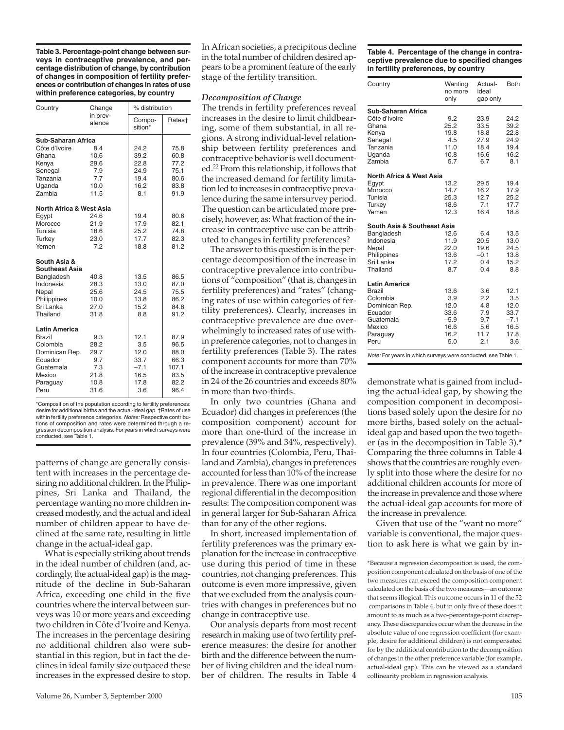**Table 3. Percentage-point change between surveys in contraceptive prevalence, and percentage distribution of change, by contribution of changes in composition of fertility preferences or contribution of changes in rates of use within preference categories, by country**

| Country | Change in prevalence | % distribution | |
|---|---|---|---|
| | | Composition* | Rates† |
| **Sub-Saharan Africa** | | | |
| Côte d'Ivoire | 8.4 | 24.2 | 75.8 |
| Ghana | 10.6 | 39.2 | 60.8 |
| Kenya | 29.6 | 22.8 | 77.2 |
| Senegal | 7.9 | 24.9 | 75.1 |
| Tanzania | 7.7 | 19.4 | 80.6 |
| Uganda | 10.0 | 16.2 | 83.8 |
| Zambia | 11.5 | 8.1 | 91.9 |
| **North Africa & West Asia** | | | |
| Egypt | 24.6 | 19.4 | 80.6 |
| Morocco | 21.9 | 17.9 | 82.1 |
| Tunisia | 18.6 | 25.2 | 74.8 |
| Turkey | 23.0 | 17.7 | 82.3 |
| Yemen | 7.2 | 18.8 | 81.2 |
| **South Asia & Southeast Asia** | | | |
| Bangladesh | 40.8 | 13.5 | 86.5 |
| Indonesia | 28.3 | 13.0 | 87.0 |
| Nepal | 25.6 | 24.5 | 75.5 |
| Philippines | 10.0 | 13.8 | 86.2 |
| Sri Lanka | 27.0 | 15.2 | 84.8 |
| Thailand | 31.8 | 8.8 | 91.2 |
| **Latin America** | | | |
| Brazil | 9.3 | 12.1 | 87.9 |
| Colombia | 28.2 | 3.5 | 96.5 |
| Dominican Rep. | 29.7 | 12.0 | 88.0 |
| Ecuador | 9.7 | 33.7 | 66.3 |
| Guatemala | 7.3 | −7.1 | 107.1 |
| Mexico | 21.8 | 16.5 | 83.5 |
| Paraguay | 10.8 | 17.8 | 82.2 |
| Peru | 31.6 | 3.6 | 96.4 |

*Composition of the population according to fertility preferences: desire for additional births and the actual-ideal gap. †Rates of use within fertility preference categories. *Notes:* Respective contributions of composition and rates were determined through a regression decomposition analysis. For years in which surveys were conducted, see Table 1.

patterns of change are generally consistent with increases in the percentage desiring no additional children. In the Philippines, Sri Lanka and Thailand, the percentage wanting no more children increased modestly, and the actual and ideal number of children appear to have declined at the same rate, resulting in little change in the actual-ideal gap.

What is especially striking about trends in the ideal number of children (and, accordingly, the actual-ideal gap) is the magnitude of the decline in Sub-Saharan Africa, exceeding one child in the five countries where the interval between surveys was 10 or more years and exceeding two children in Côte d'Ivoire and Kenya. The increases in the percentage desiring no additional children also were substantial in this region, but in fact the declines in ideal family size outpaced these increases in the expressed desire to stop. In African societies, a precipitous decline in the total number of children desired appears to be a prominent feature of the early stage of the fertility transition.

### *Decomposition of Change*

The trends in fertility preferences reveal increases in the desire to limit childbearing, some of them substantial, in all regions. A strong individual-level relationship between fertility preferences and contraceptive behavior is well documented.[22] From this relationship, it follows that the increased demand for fertility limitation led to increases in contraceptive prevalence during the same intersurvey period. The question can be articulated more precisely, however, as: What fraction of the increase in contraceptive use can be attributed to changes in fertility preferences?

The answer to this question is in the percentage decomposition of the increase in contraceptive prevalence into contributions of "composition" (that is, changes in fertility preferences) and "rates" (changing rates of use within categories of fertility preferences). Clearly, increases in contraceptive prevalence are due overwhelmingly to increased rates of use within preference categories, not to changes in fertility preferences (Table 3). The rates component accounts for more than 70% of the increase in contraceptive prevalence in 24 of the 26 countries and exceeds 80% in more than two-thirds.

In only two countries (Ghana and Ecuador) did changes in preferences (the composition component) account for more than one-third of the increase in prevalence (39% and 34%, respectively). In four countries (Colombia, Peru, Thailand and Zambia), changes in preferences accounted for less than 10% of the increase in prevalence. There was one important regional differential in the decomposition results: The composition component was in general larger for Sub-Saharan Africa than for any of the other regions.

In short, increased implementation of fertility preferences was the primary explanation for the increase in contraceptive use during this period of time in these countries, not changing preferences. This outcome is even more impressive, given that we excluded from the analysis countries with changes in preferences but no change in contraceptive use.

Our analysis departs from most recent research in making use of two fertility preference measures: the desire for another birth and the difference between the number of living children and the ideal number of children. The results in Table 4 demonstrate what is gained from including the actual-ideal gap, by showing the composition component in decompositions based solely upon the desire for no more births, based solely on the actual-ideal gap and based upon the two together (as in the decomposition in Table 3).* Comparing the three columns in Table 4 shows that the countries are roughly evenly split into those where the desire for no additional children accounts for more of the increase in prevalence and those where the actual-ideal gap accounts for more of the increase in prevalence.

Given that use of the "want no more" variable is conventional, the major question to ask here is what we gain by in-

**Table 4. Percentage of the change in contraceptive prevalence due to specified changes in fertility preferences, by country**

| Country | Wanting no more only | Actual-ideal gap only | Both |
|---|---|---|---|
| **Sub-Saharan Africa** | | | |
| Côte d'Ivoire | 9.2 | 23.9 | 24.2 |
| Ghana | 25.2 | 33.5 | 39.2 |
| Kenya | 19.8 | 18.8 | 22.8 |
| Senegal | 4.5 | 27.9 | 24.9 |
| Tanzania | 11.0 | 18.4 | 19.4 |
| Uganda | 10.8 | 16.6 | 16.2 |
| Zambia | 5.7 | 6.7 | 8.1 |
| **North Africa & West Asia** | | | |
| Egypt | 13.2 | 29.5 | 19.4 |
| Morocco | 14.7 | 16.2 | 17.9 |
| Tunisia | 25.3 | 12.7 | 25.2 |
| Turkey | 18.6 | 7.1 | 17.7 |
| Yemen | 12.3 | 16.4 | 18.8 |
| **South Asia & Southeast Asia** | | | |
| Bangladesh | 12.6 | 6.4 | 13.5 |
| Indonesia | 11.9 | 20.5 | 13.0 |
| Nepal | 22.0 | 19.6 | 24.5 |
| Philippines | 13.6 | −0.1 | 13.8 |
| Sri Lanka | 17.2 | 0.4 | 15.2 |
| Thailand | 8.7 | 0.4 | 8.8 |
| **Latin America** | | | |
| Brazil | 13.6 | 3.6 | 12.1 |
| Colombia | 3.9 | 2.2 | 3.5 |
| Dominican Rep. | 12.0 | 4.8 | 12.0 |
| Ecuador | 33.6 | 7.9 | 33.7 |
| Guatemala | −5.9 | 9.7 | −7.1 |
| Mexico | 16.6 | 5.6 | 16.5 |
| Paraguay | 16.2 | 11.7 | 17.8 |
| Peru | 5.0 | 2.1 | 3.6 |

*Note:* For years in which surveys were conducted, see Table 1.

*Because a regression decomposition is used, the composition component calculated on the basis of one of the two measures can exceed the composition component calculated on the basis of the two measures—an outcome that seems illogical. This outcome occurs in 11 of the 52 comparisons in Table 4, but in only five of these does it amount to as much as a two-percentage-point discrepancy. These discrepancies occur when the decrease in the absolute value of one regression coefficient (for example, desire for additional children) is not compensated for by the additional contribution to the decomposition of changes in the other preference variable (for example, actual-ideal gap). This can be viewed as a standard collinearity problem in regression analysis.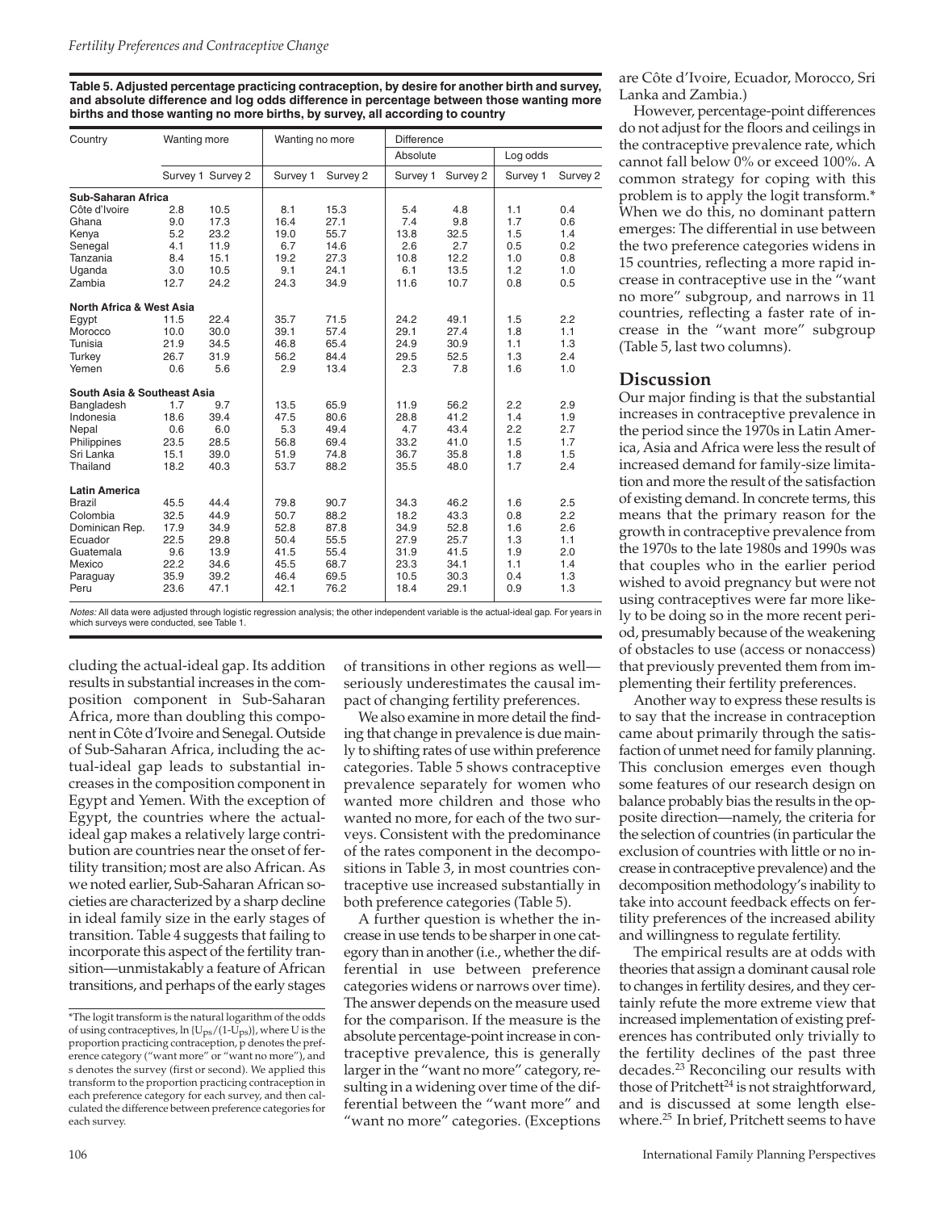**Table 5. Adjusted percentage practicing contraception, by desire for another birth and survey, and absolute difference and log odds difference in percentage between those wanting more births and those wanting no more births, by survey, all according to country**

| Country | Wanting more | | Wanting no more | | Difference | | | |
|---|---|---|---|---|---|---|---|---|
| | | | | | Absolute | | Log odds | |
| | Survey 1 | Survey 2 | Survey 1 | Survey 2 | Survey 1 | Survey 2 | Survey 1 | Survey 2 |
| **Sub-Saharan Africa** | | | | | | | | |
| Côte d'Ivoire | 2.8 | 10.5 | 8.1 | 15.3 | 5.4 | 4.8 | 1.1 | 0.4 |
| Ghana | 9.0 | 17.3 | 16.4 | 27.1 | 7.4 | 9.8 | 1.7 | 0.6 |
| Kenya | 5.2 | 23.2 | 19.0 | 55.7 | 13.8 | 32.5 | 1.5 | 1.4 |
| Senegal | 4.1 | 11.9 | 6.7 | 14.6 | 2.6 | 2.7 | 0.5 | 0.2 |
| Tanzania | 8.4 | 15.1 | 19.2 | 27.3 | 10.8 | 12.2 | 1.0 | 0.8 |
| Uganda | 3.0 | 10.5 | 9.1 | 24.1 | 6.1 | 13.5 | 1.2 | 1.0 |
| Zambia | 12.7 | 24.2 | 24.3 | 34.9 | 11.6 | 10.7 | 0.8 | 0.5 |
| **North Africa & West Asia** | | | | | | | | |
| Egypt | 11.5 | 22.4 | 35.7 | 71.5 | 24.2 | 49.1 | 1.5 | 2.2 |
| Morocco | 10.0 | 30.0 | 39.1 | 57.4 | 29.1 | 27.4 | 1.8 | 1.1 |
| Tunisia | 21.9 | 34.5 | 46.8 | 65.4 | 24.9 | 30.9 | 1.1 | 1.3 |
| Turkey | 26.7 | 31.9 | 56.2 | 84.4 | 29.5 | 52.5 | 1.3 | 2.4 |
| Yemen | 0.6 | 5.6 | 2.9 | 13.4 | 2.3 | 7.8 | 1.6 | 1.0 |
| **South Asia & Southeast Asia** | | | | | | | | |
| Bangladesh | 1.7 | 9.7 | 13.5 | 65.9 | 11.9 | 56.2 | 2.2 | 2.9 |
| Indonesia | 18.6 | 39.4 | 47.5 | 80.6 | 28.8 | 41.2 | 1.4 | 1.9 |
| Nepal | 0.6 | 6.0 | 5.3 | 49.4 | 4.7 | 43.4 | 2.2 | 2.7 |
| Philippines | 23.5 | 28.5 | 56.8 | 69.4 | 33.2 | 41.0 | 1.5 | 1.7 |
| Sri Lanka | 15.1 | 39.0 | 51.9 | 74.8 | 36.7 | 35.8 | 1.8 | 1.5 |
| Thailand | 18.2 | 40.3 | 53.7 | 88.2 | 35.5 | 48.0 | 1.7 | 2.4 |
| **Latin America** | | | | | | | | |
| Brazil | 45.5 | 44.4 | 79.8 | 90.7 | 34.3 | 46.2 | 1.6 | 2.5 |
| Colombia | 32.5 | 44.9 | 50.7 | 88.2 | 18.2 | 43.3 | 0.8 | 2.2 |
| Dominican Rep. | 17.9 | 34.9 | 52.8 | 87.8 | 34.9 | 52.8 | 1.6 | 2.6 |
| Ecuador | 22.5 | 29.8 | 50.4 | 55.5 | 27.9 | 25.7 | 1.3 | 1.1 |
| Guatemala | 9.6 | 13.9 | 41.5 | 55.4 | 31.9 | 41.5 | 1.9 | 2.0 |
| Mexico | 22.2 | 34.6 | 45.5 | 68.7 | 23.3 | 34.1 | 1.1 | 1.4 |
| Paraguay | 35.9 | 39.2 | 46.4 | 69.5 | 10.5 | 30.3 | 0.4 | 1.3 |
| Peru | 23.6 | 47.1 | 42.1 | 76.2 | 18.4 | 29.1 | 0.9 | 1.3 |

*Notes:* All data were adjusted through logistic regression analysis; the other independent variable is the actual-ideal gap. For years in which surveys were conducted, see Table 1.

cluding the actual-ideal gap. Its addition results in substantial increases in the composition component in Sub-Saharan Africa, more than doubling this component in Côte d'Ivoire and Senegal. Outside of Sub-Saharan Africa, including the actual-ideal gap leads to substantial increases in the composition component in Egypt and Yemen. With the exception of Egypt, the countries where the actual-ideal gap makes a relatively large contribution are countries near the onset of fertility transition; most are also African. As we noted earlier, Sub-Saharan African societies are characterized by a sharp decline in ideal family size in the early stages of transition. Table 4 suggests that failing to incorporate this aspect of the fertility transition—unmistakably a feature of African transitions, and perhaps of the early stages of transitions in other regions as well—seriously underestimates the causal impact of changing fertility preferences.

We also examine in more detail the finding that change in prevalence is due mainly to shifting rates of use within preference categories. Table 5 shows contraceptive prevalence separately for women who wanted more children and those who wanted no more, for each of the two surveys. Consistent with the predominance of the rates component in the decompositions in Table 3, in most countries contraceptive use increased substantially in both preference categories (Table 5).

A further question is whether the increase in use tends to be sharper in one category than in another (i.e., whether the differential in use between preference categories widens or narrows over time). The answer depends on the measure used for the comparison. If the measure is the absolute percentage-point increase in contraceptive prevalence, this is generally larger in the "want no more" category, resulting in a widening over time of the differential between the "want more" and "want no more" categories. (Exceptions are Côte d'Ivoire, Ecuador, Morocco, Sri Lanka and Zambia.)

However, percentage-point differences do not adjust for the floors and ceilings in the contraceptive prevalence rate, which cannot fall below 0% or exceed 100%. A common strategy for coping with this problem is to apply the logit transform.* When we do this, no dominant pattern emerges: The differential in use between the two preference categories widens in 15 countries, reflecting a more rapid increase in contraceptive use in the "want no more" subgroup, and narrows in 11 countries, reflecting a faster rate of increase in the "want more" subgroup (Table 5, last two columns).

## Discussion

Our major finding is that the substantial increases in contraceptive prevalence in the period since the 1970s in Latin America, Asia and Africa were less the result of increased demand for family-size limitation and more the result of the satisfaction of existing demand. In concrete terms, this means that the primary reason for the growth in contraceptive prevalence from the 1970s to the late 1980s and 1990s was that couples who in the earlier period wished to avoid pregnancy but were not using contraceptives were far more likely to be doing so in the more recent period, presumably because of the weakening of obstacles to use (access or nonaccess) that previously prevented them from implementing their fertility preferences.

Another way to express these results is to say that the increase in contraception came about primarily through the satisfaction of unmet need for family planning. This conclusion emerges even though some features of our research design on balance probably bias the results in the opposite direction—namely, the criteria for the selection of countries (in particular the exclusion of countries with little or no increase in contraceptive prevalence) and the decomposition methodology's inability to take into account feedback effects on fertility preferences of the increased ability and willingness to regulate fertility.

The empirical results are at odds with theories that assign a dominant causal role to changes in fertility desires, and they certainly refute the more extreme view that increased implementation of existing preferences has contributed only trivially to the fertility declines of the past three decades.[23] Reconciling our results with those of Pritchett[24] is not straightforward, and is discussed at some length elsewhere.[25] In brief, Pritchett seems to have

*The logit transform is the natural logarithm of the odds of using contraceptives, $\ln\{U_{ps}/(1-U_{ps})\}$, where U is the proportion practicing contraception, p denotes the preference category ("want more" or "want no more"), and s denotes the survey (first or second). We applied this transform to the proportion practicing contraception in each preference category for each survey, and then calculated the difference between preference categories for each survey.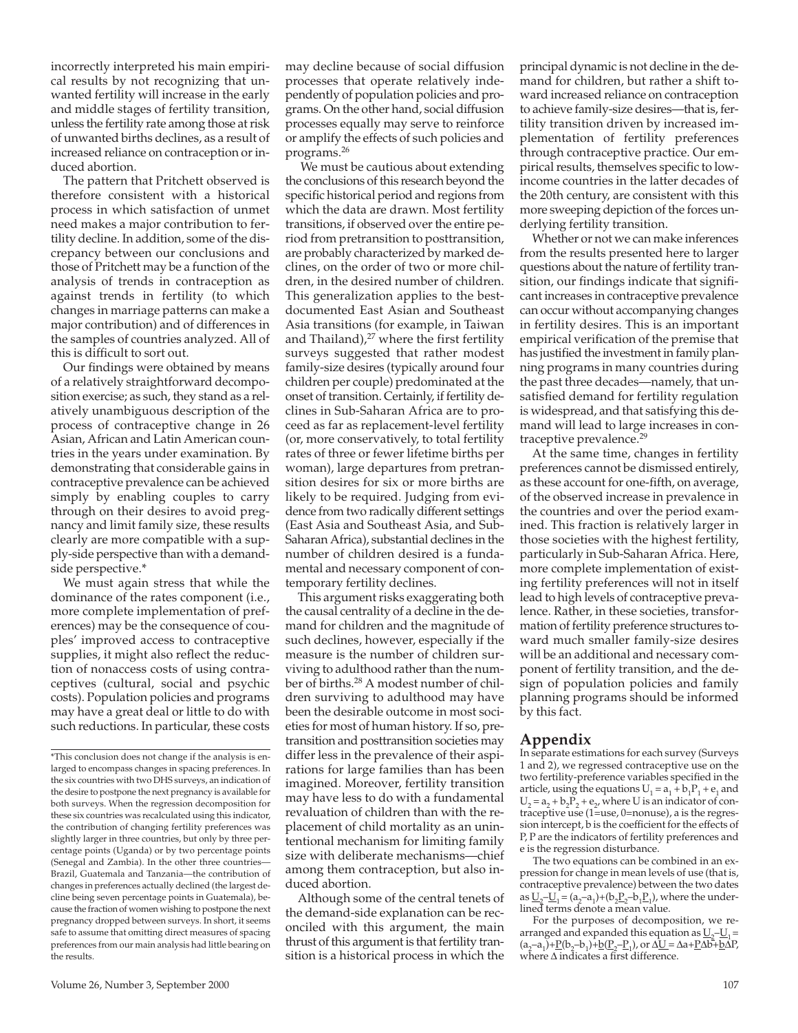incorrectly interpreted his main empirical results by not recognizing that unwanted fertility will increase in the early and middle stages of fertility transition, unless the fertility rate among those at risk of unwanted births declines, as a result of increased reliance on contraception or induced abortion.

The pattern that Pritchett observed is therefore consistent with a historical process in which satisfaction of unmet need makes a major contribution to fertility decline. In addition, some of the discrepancy between our conclusions and those of Pritchett may be a function of the analysis of trends in contraception as against trends in fertility (to which changes in marriage patterns can make a major contribution) and of differences in the samples of countries analyzed. All of this is difficult to sort out.

Our findings were obtained by means of a relatively straightforward decomposition exercise; as such, they stand as a relatively unambiguous description of the process of contraceptive change in 26 Asian, African and Latin American countries in the years under examination. By demonstrating that considerable gains in contraceptive prevalence can be achieved simply by enabling couples to carry through on their desires to avoid pregnancy and limit family size, these results clearly are more compatible with a supply-side perspective than with a demand-side perspective.*

We must again stress that while the dominance of the rates component (i.e., more complete implementation of preferences) may be the consequence of couples' improved access to contraceptive supplies, it might also reflect the reduction of nonaccess costs of using contraceptives (cultural, social and psychic costs). Population policies and programs may have a great deal or little to do with such reductions. In particular, these costs may decline because of social diffusion processes that operate relatively independently of population policies and programs. On the other hand, social diffusion processes equally may serve to reinforce or amplify the effects of such policies and programs.[26]

We must be cautious about extending the conclusions of this research beyond the specific historical period and regions from which the data are drawn. Most fertility transitions, if observed over the entire period from pretransition to posttransition, are probably characterized by marked declines, on the order of two or more children, in the desired number of children. This generalization applies to the best-documented East Asian and Southeast Asia transitions (for example, in Taiwan and Thailand),[27] where the first fertility surveys suggested that rather modest family-size desires (typically around four children per couple) predominated at the onset of transition. Certainly, if fertility declines in Sub-Saharan Africa are to proceed as far as replacement-level fertility (or, more conservatively, to total fertility rates of three or fewer lifetime births per woman), large departures from pretransition desires for six or more births are likely to be required. Judging from evidence from two radically different settings (East Asia and Southeast Asia, and Sub-Saharan Africa), substantial declines in the number of children desired is a fundamental and necessary component of contemporary fertility declines.

This argument risks exaggerating both the causal centrality of a decline in the demand for children and the magnitude of such declines, however, especially if the measure is the number of children surviving to adulthood rather than the number of births.[28] A modest number of children surviving to adulthood may have been the desirable outcome in most societies for most of human history. If so, pretransition and posttransition societies may differ less in the prevalence of their aspirations for large families than has been imagined. Moreover, fertility transition may have less to do with a fundamental revaluation of children than with the replacement of child mortality as an unintentional mechanism for limiting family size with deliberate mechanisms—chief among them contraception, but also induced abortion.

Although some of the central tenets of the demand-side explanation can be reconciled with this argument, the main thrust of this argument is that fertility transition is a historical process in which the principal dynamic is not decline in the demand for children, but rather a shift toward increased reliance on contraception to achieve family-size desires—that is, fertility transition driven by increased implementation of fertility preferences through contraceptive practice. Our empirical results, themselves specific to low-income countries in the latter decades of the 20th century, are consistent with this more sweeping depiction of the forces underlying fertility transition.

Whether or not we can make inferences from the results presented here to larger questions about the nature of fertility transition, our findings indicate that significant increases in contraceptive prevalence can occur without accompanying changes in fertility desires. This is an important empirical verification of the premise that has justified the investment in family planning programs in many countries during the past three decades—namely, that unsatisfied demand for fertility regulation is widespread, and that satisfying this demand will lead to large increases in contraceptive prevalence.[29]

At the same time, changes in fertility preferences cannot be dismissed entirely, as these account for one-fifth, on average, of the observed increase in prevalence in the countries and over the period examined. This fraction is relatively larger in those societies with the highest fertility, particularly in Sub-Saharan Africa. Here, more complete implementation of existing fertility preferences will not in itself lead to high levels of contraceptive prevalence. Rather, in these societies, transformation of fertility preference structures toward much smaller family-size desires will be an additional and necessary component of fertility transition, and the design of population policies and family planning programs should be informed by this fact.

*This conclusion does not change if the analysis is enlarged to encompass changes in spacing preferences. In the six countries with two DHS surveys, an indication of the desire to postpone the next pregnancy is available for both surveys. When the regression decomposition for these six countries was recalculated using this indicator, the contribution of changing fertility preferences was slightly larger in three countries, but only by three percentage points (Uganda) or by two percentage points (Senegal and Zambia). In the other three countries—Brazil, Guatemala and Tanzania—the contribution of changes in preferences actually declined (the largest decline being seven percentage points in Guatemala), because the fraction of women wishing to postpone the next pregnancy dropped between surveys. In short, it seems safe to assume that omitting direct measures of spacing preferences from our main analysis had little bearing on the results.

## Appendix

In separate estimations for each survey (Surveys 1 and 2), we regressed contraceptive use on the two fertility-preference variables specified in the article, using the equations $U_1 = a_1 + b_1P_1 + e_1$ and $U_2 = a_2 + b_2P_2 + e_2$, where U is an indicator of contraceptive use (1=use, 0=nonuse), a is the regression intercept, b is the coefficient for the effects of P, P are the indicators of fertility preferences and e is the regression disturbance.

The two equations can be combined in an expression for change in mean levels of use (that is, contraceptive prevalence) between the two dates as $\underline{U}_2 - \underline{U}_1 = (a_2 - a_1) + (b_2\underline{P}_2 - b_1\underline{P}_1)$, where the underlined terms denote a mean value.

For the purposes of decomposition, we rearranged and expanded this equation as $\underline{U}_2 - \underline{U}_1 = (a_2 - a_1) + \underline{P}(b_2 - b_1) + \underline{b}(\underline{P}_2 - \underline{P}_1)$, or $\Delta\underline{U} = \Delta a + \underline{P}\Delta b + \underline{b}\Delta P$, where $\Delta$ indicates a first difference.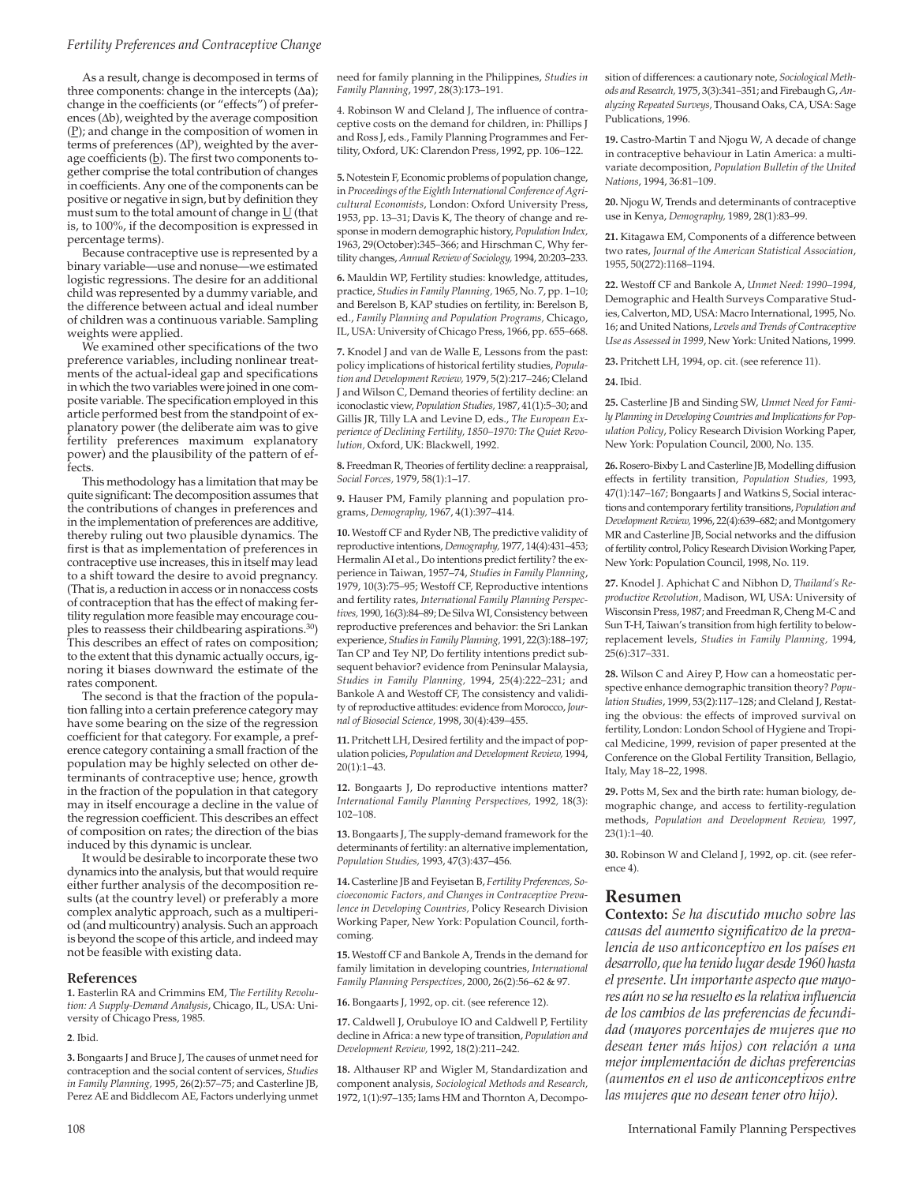As a result, change is decomposed in terms of three components: change in the intercepts ($\Delta a$); change in the coefficients (or "effects") of preferences ($\Delta b$), weighted by the average composition ($\underline{P}$); and change in the composition of women in terms of preferences ($\Delta P$), weighted by the average coefficients ($\underline{b}$). The first two components together comprise the total contribution of changes in coefficients. Any one of the components can be positive or negative in sign, but by definition they must sum to the total amount of change in $\underline{U}$ (that is, to 100%, if the decomposition is expressed in percentage terms).

Because contraceptive use is represented by a binary variable—use and nonuse—we estimated logistic regressions. The desire for an additional child was represented by a dummy variable, and the difference between actual and ideal number of children was a continuous variable. Sampling weights were applied.

We examined other specifications of the two preference variables, including nonlinear treatments of the actual-ideal gap and specifications in which the two variables were joined in one composite variable. The specification employed in this article performed best from the standpoint of explanatory power (the deliberate aim was to give fertility preferences maximum explanatory power) and the plausibility of the pattern of effects.

This methodology has a limitation that may be quite significant: The decomposition assumes that the contributions of changes in preferences and in the implementation of preferences are additive, thereby ruling out two plausible dynamics. The first is that as implementation of preferences in contraceptive use increases, this in itself may lead to a shift toward the desire to avoid pregnancy. (That is, a reduction in access or in nonaccess costs of contraception that has the effect of making fertility regulation more feasible may encourage couples to reassess their childbearing aspirations.[30]) This describes an effect of rates on composition; to the extent that this dynamic actually occurs, ignoring it biases downward the estimate of the rates component.

The second is that the fraction of the population falling into a certain preference category may have some bearing on the size of the regression coefficient for that category. For example, a preference category containing a small fraction of the population may be highly selected on other determinants of contraceptive use; hence, growth in the fraction of the population in that category may in itself encourage a decline in the value of the regression coefficient. This describes an effect of composition on rates; the direction of the bias induced by this dynamic is unclear.

It would be desirable to incorporate these two dynamics into the analysis, but that would require either further analysis of the decomposition results (at the country level) or preferably a more complex analytic approach, such as a multiperiod (and multicountry) analysis. Such an approach is beyond the scope of this article, and indeed may not be feasible with existing data.

### References

**1.** Easterlin RA and Crimmins EM, *The Fertility Revolution: A Supply-Demand Analysis*, Chicago, IL, USA: University of Chicago Press, 1985.

**2**. Ibid.

**3.** Bongaarts J and Bruce J, The causes of unmet need for contraception and the social content of services, *Studies in Family Planning,* 1995, 26(2):57–75; and Casterline JB, Perez AE and Biddlecom AE, Factors underlying unmet need for family planning in the Philippines, *Studies in Family Planning*, 1997, 28(3):173–191.

4. Robinson W and Cleland J, The influence of contraceptive costs on the demand for children, in: Phillips J and Ross J, eds., Family Planning Programmes and Fertility, Oxford, UK: Clarendon Press, 1992, pp. 106–122.

**5.** Notestein F, Economic problems of population change, in *Proceedings of the Eighth International Conference of Agricultural Economists*, London: Oxford University Press, 1953, pp. 13–31; Davis K, The theory of change and response in modern demographic history, *Population Index,* 1963, 29(October):345–366; and Hirschman C, Why fertility changes, *Annual Review of Sociology,* 1994, 20:203–233.

**6.** Mauldin WP, Fertility studies: knowledge, attitudes, practice, *Studies in Family Planning,* 1965, No. 7, pp. 1–10; and Berelson B, KAP studies on fertility, in: Berelson B, ed., *Family Planning and Population Programs,* Chicago, IL, USA: University of Chicago Press, 1966, pp. 655–668.

**7.** Knodel J and van de Walle E, Lessons from the past: policy implications of historical fertility studies, *Population and Development Review,* 1979, 5(2):217–246; Cleland J and Wilson C, Demand theories of fertility decline: an iconoclastic view, *Population Studies,* 1987, 41(1):5–30; and Gillis JR, Tilly LA and Levine D, eds., *The European Experience of Declining Fertility, 1850–1970: The Quiet Revolution,* Oxford, UK: Blackwell, 1992.

**8.** Freedman R, Theories of fertility decline: a reappraisal, *Social Forces,* 1979, 58(1):1–17.

**9.** Hauser PM, Family planning and population programs, *Demography,* 1967, 4(1):397–414.

**10.** Westoff CF and Ryder NB, The predictive validity of reproductive intentions, *Demography,* 1977, 14(4):431–453; Hermalin AI et al., Do intentions predict fertility? the experience in Taiwan, 1957–74, *Studies in Family Planning*, 1979, 10(3):75–95; Westoff CF, Reproductive intentions and fertility rates, *International Family Planning Perspectives,* 1990, 16(3):84–89; De Silva WI, Consistency between reproductive preferences and behavior: the Sri Lankan experience, *Studies in Family Planning,* 1991, 22(3):188–197; Tan CP and Tey NP, Do fertility intentions predict subsequent behavior? evidence from Peninsular Malaysia, *Studies in Family Planning,* 1994, 25(4):222–231; and Bankole A and Westoff CF, The consistency and validity of reproductive attitudes: evidence from Morocco, *Journal of Biosocial Science,* 1998, 30(4):439–455.

**11.** Pritchett LH, Desired fertility and the impact of population policies, *Population and Development Review,* 1994, 20(1):1–43.

**12.** Bongaarts J, Do reproductive intentions matter? *International Family Planning Perspectives,* 1992, 18(3): 102–108.

**13.** Bongaarts J, The supply-demand framework for the determinants of fertility: an alternative implementation, *Population Studies,* 1993, 47(3):437–456.

**14.** Casterline JB and Feyisetan B, *Fertility Preferences, Socioeconomic Factors, and Changes in Contraceptive Prevalence in Developing Countries,* Policy Research Division Working Paper, New York: Population Council, forthcoming.

**15.** Westoff CF and Bankole A, Trends in the demand for family limitation in developing countries, *International Family Planning Perspectives,* 2000, 26(2):56–62 & 97.

**16.** Bongaarts J, 1992, op. cit. (see reference 12).

**17.** Caldwell J, Orubuloye IO and Caldwell P, Fertility decline in Africa: a new type of transition, *Population and Development Review,* 1992, 18(2):211–242.

**18.** Althauser RP and Wigler M, Standardization and component analysis, *Sociological Methods and Research,* 1972, 1(1):97–135; Iams HM and Thornton A, Decomposition of differences: a cautionary note, *Sociological Methods and Research,* 1975, 3(3):341–351; and Firebaugh G, *Analyzing Repeated Surveys,* Thousand Oaks, CA, USA: Sage Publications, 1996.

**19.** Castro-Martin T and Njogu W, A decade of change in contraceptive behaviour in Latin America: a multivariate decomposition, *Population Bulletin of the United Nations*, 1994, 36:81–109.

**20.** Njogu W, Trends and determinants of contraceptive use in Kenya, *Demography,* 1989, 28(1):83–99.

**21.** Kitagawa EM, Components of a difference between two rates, *Journal of the American Statistical Association*, 1955, 50(272):1168–1194.

**22.** Westoff CF and Bankole A, *Unmet Need: 1990–1994*, Demographic and Health Surveys Comparative Studies, Calverton, MD, USA: Macro International, 1995, No. 16; and United Nations, *Levels and Trends of Contraceptive Use as Assessed in 1999*, New York: United Nations, 1999.

**23.** Pritchett LH, 1994, op. cit. (see reference 11).

**24.** Ibid.

**25.** Casterline JB and Sinding SW, *Unmet Need for Family Planning in Developing Countries and Implications for Population Policy*, Policy Research Division Working Paper, New York: Population Council, 2000, No. 135.

**26.** Rosero-Bixby L and Casterline JB, Modelling diffusion effects in fertility transition, *Population Studies,* 1993, 47(1):147–167; Bongaarts J and Watkins S, Social interactions and contemporary fertility transitions, *Population and Development Review,* 1996, 22(4):639–682; and Montgomery MR and Casterline JB, Social networks and the diffusion of fertility control, Policy Research Division Working Paper, New York: Population Council, 1998, No. 119.

**27.** Knodel J. Aphichat C and Nibhon D, *Thailand's Reproductive Revolution,* Madison, WI, USA: University of Wisconsin Press, 1987; and Freedman R, Cheng M-C and Sun T-H, Taiwan's transition from high fertility to below-replacement levels, *Studies in Family Planning,* 1994, 25(6):317–331.

**28.** Wilson C and Airey P, How can a homeostatic perspective enhance demographic transition theory? *Population Studies,* 1999, 53(2):117–128; and Cleland J, Restating the obvious: the effects of improved survival on fertility, London: London School of Hygiene and Tropical Medicine, 1999, revision of paper presented at the Conference on the Global Fertility Transition, Bellagio, Italy, May 18–22, 1998.

**29.** Potts M, Sex and the birth rate: human biology, demographic change, and access to fertility-regulation methods, *Population and Development Review,* 1997, 23(1):1–40.

**30.** Robinson W and Cleland J, 1992, op. cit. (see reference 4).

## Resumen

**Contexto:** *Se ha discutido mucho sobre las causas del aumento significativo de la prevalencia de uso anticonceptivo en los países en desarrollo, que ha tenido lugar desde 1960 hasta el presente. Un importante aspecto que mayores aún no se ha resuelto es la relativa influencia de los cambios de las preferencias de fecundidad (mayores porcentajes de mujeres que no desean tener más hijos) con relación a una mejor implementación de dichas preferencias (aumentos en el uso de anticonceptivos entre las mujeres que no desean tener otro hijo).*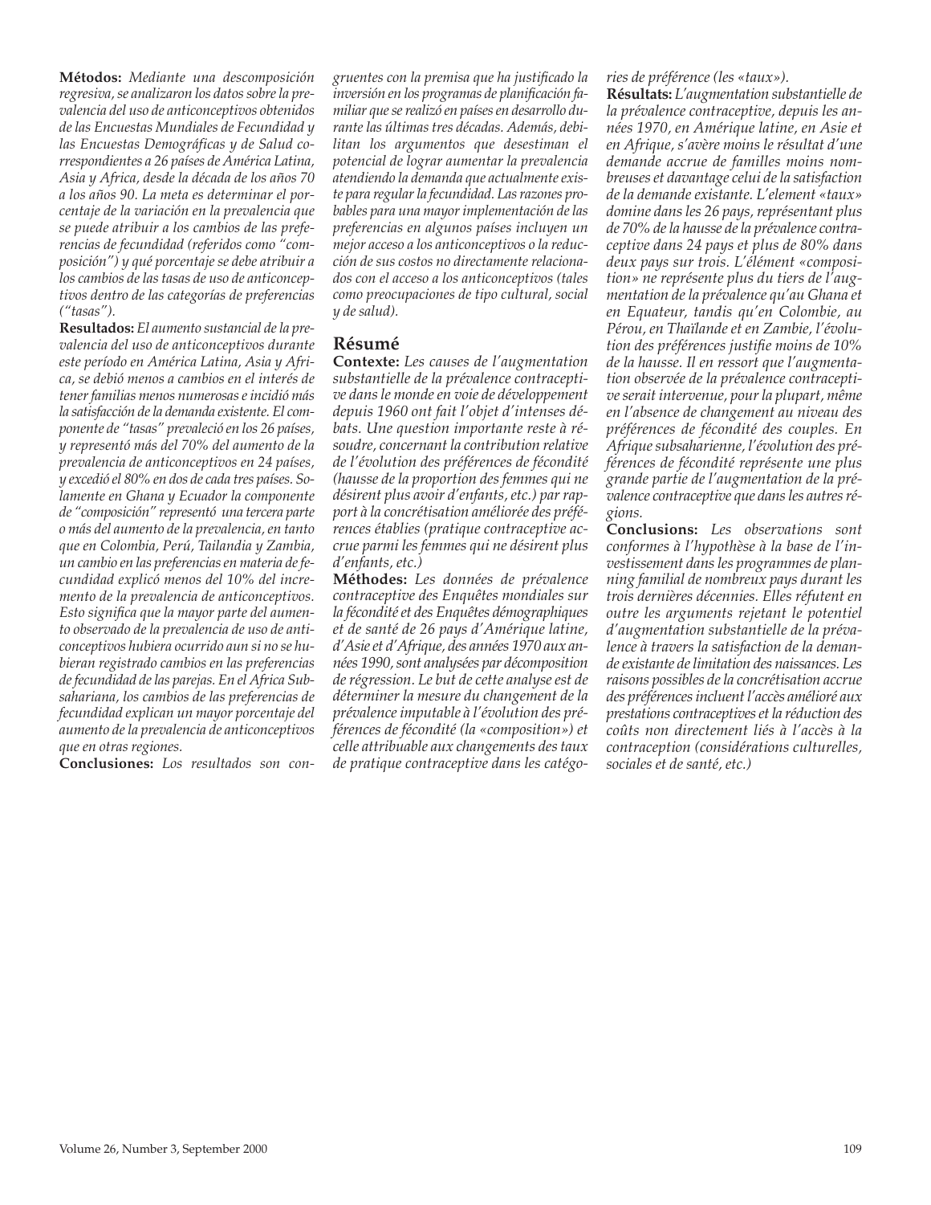**Métodos:** *Mediante una descomposición regresiva, se analizaron los datos sobre la prevalencia del uso de anticonceptivos obtenidos de las Encuestas Mundiales de Fecundidad y las Encuestas Demográficas y de Salud correspondientes a 26 países de América Latina, Asia y Africa, desde la década de los años 70 a los años 90. La meta es determinar el porcentaje de la variación en la prevalencia que se puede atribuir a los cambios de las preferencias de fecundidad (referidos como "composición") y qué porcentaje se debe atribuir a los cambios de las tasas de uso de anticonceptivos dentro de las categorías de preferencias ("tasas").*

**Resultados:** *El aumento sustancial de la prevalencia del uso de anticonceptivos durante este período en América Latina, Asia y Africa, se debió menos a cambios en el interés de tener familias menos numerosas e incidió más la satisfacción de la demanda existente. El componente de "tasas" prevaleció en los 26 países, y representó más del 70% del aumento de la prevalencia de anticonceptivos en 24 países, y excedió el 80% en dos de cada tres países. Solamente en Ghana y Ecuador la componente de "composición" representó una tercera parte o más del aumento de la prevalencia, en tanto que en Colombia, Perú, Tailandia y Zambia, un cambio en las preferencias en materia de fecundidad explicó menos del 10% del incremento de la prevalencia de anticonceptivos. Esto significa que la mayor parte del aumento observado de la prevalencia de uso de anticonceptivos hubiera ocurrido aun si no se hubieran registrado cambios en las preferencias de fecundidad de las parejas. En el Africa Subsahariana, los cambios de las preferencias de fecundidad explican un mayor porcentaje del aumento de la prevalencia de anticonceptivos que en otras regiones.*

**Conclusiones:** *Los resultados son congruentes con la premisa que ha justificado la inversión en los programas de planificación familiar que se realizó en países en desarrollo durante las últimas tres décadas. Además, debilitan los argumentos que desestiman el potencial de lograr aumentar la prevalencia atendiendo la demanda que actualmente existe para regular la fecundidad. Las razones probables para una mayor implementación de las preferencias en algunos países incluyen un mejor acceso a los anticonceptivos o la reducción de sus costos no directamente relacionados con el acceso a los anticonceptivos (tales como preocupaciones de tipo cultural, social y de salud).*

## Résumé

**Contexte:** *Les causes de l'augmentation substantielle de la prévalence contraceptive dans le monde en voie de développement depuis 1960 ont fait l'objet d'intenses débats. Une question importante reste à résoudre, concernant la contribution relative de l'évolution des préférences de fécondité (hausse de la proportion des femmes qui ne désirent plus avoir d'enfants, etc.) par rapport à la concrétisation améliorée des préférences établies (pratique contraceptive accrue parmi les femmes qui ne désirent plus d'enfants, etc.)*

**Méthodes:** *Les données de prévalence contraceptive des Enquêtes mondiales sur la fécondité et des Enquêtes démographiques et de santé de 26 pays d'Amérique latine, d'Asie et d'Afrique, des années 1970 aux années 1990, sont analysées par décomposition de régression. Le but de cette analyse est de déterminer la mesure du changement de la prévalence imputable à l'évolution des préférences de fécondité (la «composition») et celle attribuable aux changements des taux de pratique contraceptive dans les catégories de préférence (les «taux»).*

**Résultats:** *L'augmentation substantielle de la prévalence contraceptive, depuis les années 1970, en Amérique latine, en Asie et en Afrique, s'avère moins le résultat d'une demande accrue de familles moins nombreuses et davantage celui de la satisfaction de la demande existante. L'element «taux» domine dans les 26 pays, représentant plus de 70% de la hausse de la prévalence contraceptive dans 24 pays et plus de 80% dans deux pays sur trois. L'élément «composition» ne représente plus du tiers de l'augmentation de la prévalence qu'au Ghana et en Equateur, tandis qu'en Colombie, au Pérou, en Thaïlande et en Zambie, l'évolution des préférences justifie moins de 10% de la hausse. Il en ressort que l'augmentation observée de la prévalence contraceptive serait intervenue, pour la plupart, même en l'absence de changement au niveau des préférences de fécondité des couples. En Afrique subsaharienne, l'évolution des préférences de fécondité représente une plus grande partie de l'augmentation de la prévalence contraceptive que dans les autres régions.*

**Conclusions:** *Les observations sont conformes à l'hypothèse à la base de l'investissement dans les programmes de planning familial de nombreux pays durant les trois dernières décennies. Elles réfutent en outre les arguments rejetant le potentiel d'augmentation substantielle de la prévalence à travers la satisfaction de la demande existante de limitation des naissances. Les raisons possibles de la concrétisation accrue des préférences incluent l'accès amélioré aux prestations contraceptives et la réduction des coûts non directement liés à l'accès à la contraception (considérations culturelles, sociales et de santé, etc.)*